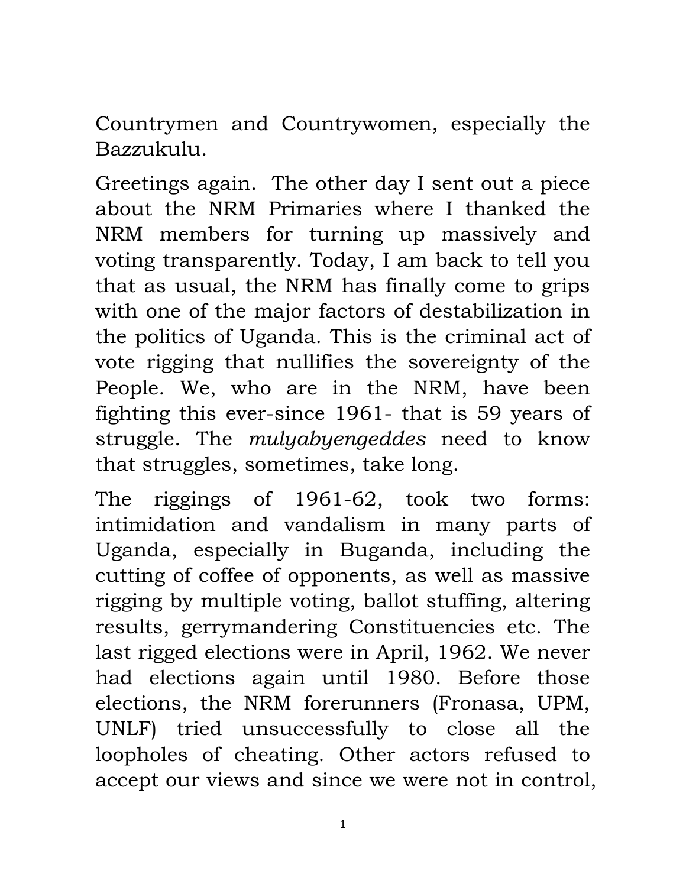Countrymen and Countrywomen, especially the Bazzukulu.

Greetings again. The other day I sent out a piece about the NRM Primaries where I thanked the NRM members for turning up massively and voting transparently. Today, I am back to tell you that as usual, the NRM has finally come to grips with one of the major factors of destabilization in the politics of Uganda. This is the criminal act of vote rigging that nullifies the sovereignty of the People. We, who are in the NRM, have been fighting this ever-since 1961- that is 59 years of struggle. The *mulyabyengeddes* need to know that struggles, sometimes, take long.

The riggings of 1961-62, took two forms: intimidation and vandalism in many parts of Uganda, especially in Buganda, including the cutting of coffee of opponents, as well as massive rigging by multiple voting, ballot stuffing, altering results, gerrymandering Constituencies etc. The last rigged elections were in April, 1962. We never had elections again until 1980. Before those elections, the NRM forerunners (Fronasa, UPM, UNLF) tried unsuccessfully to close all the loopholes of cheating. Other actors refused to accept our views and since we were not in control,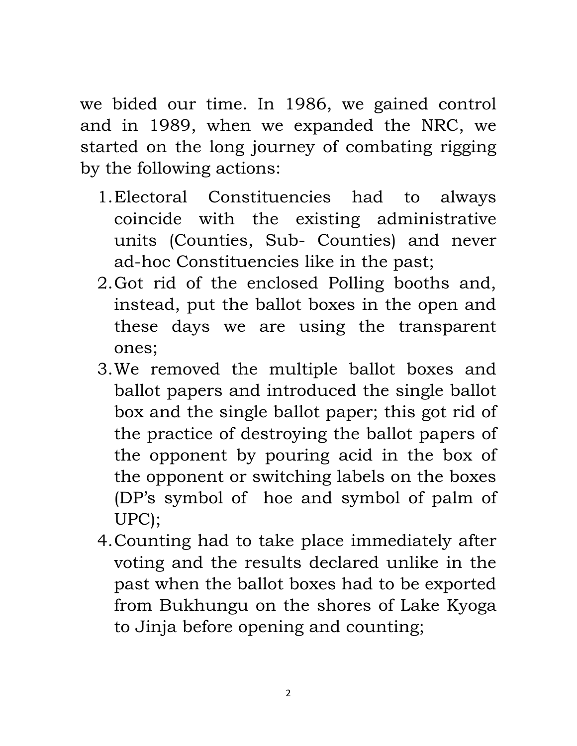we bided our time. In 1986, we gained control and in 1989, when we expanded the NRC, we started on the long journey of combating rigging by the following actions:

1. Electoral Constituencies had to always coincide with the existing administrative units (Counties, Sub- Counties) and never ad-hoc Constituencies like in the past;
2. Got rid of the enclosed Polling booths and, instead, put the ballot boxes in the open and these days we are using the transparent ones;
3. We removed the multiple ballot boxes and ballot papers and introduced the single ballot box and the single ballot paper; this got rid of the practice of destroying the ballot papers of the opponent by pouring acid in the box of the opponent or switching labels on the boxes (DP's symbol of hoe and symbol of palm of UPC);
4. Counting had to take place immediately after voting and the results declared unlike in the past when the ballot boxes had to be exported from Bukhungu on the shores of Lake Kyoga to Jinja before opening and counting;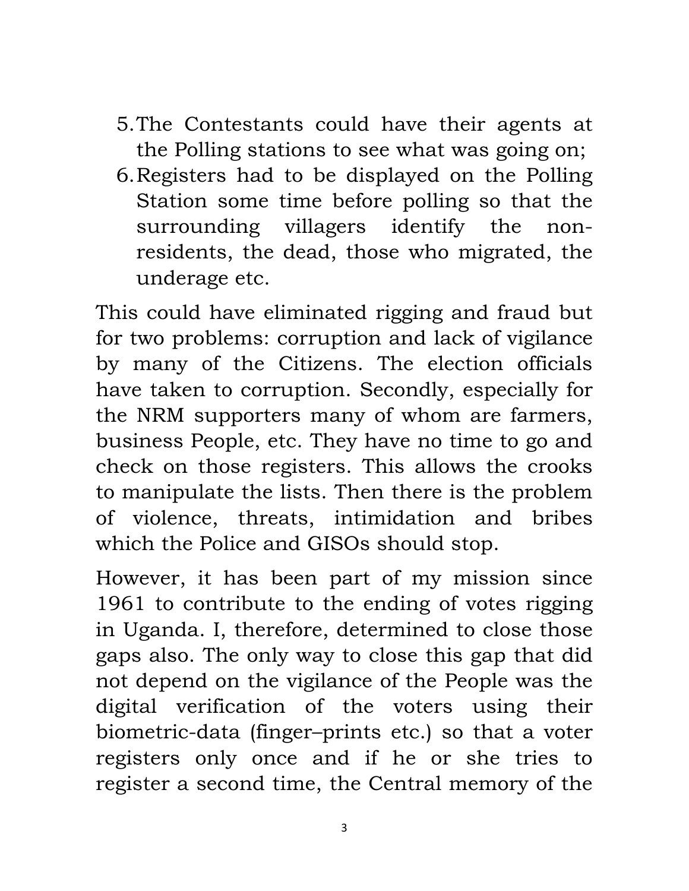5. The Contestants could have their agents at the Polling stations to see what was going on;
6. Registers had to be displayed on the Polling Station some time before polling so that the surrounding villagers identify the non-residents, the dead, those who migrated, the underage etc.

This could have eliminated rigging and fraud but for two problems: corruption and lack of vigilance by many of the Citizens. The election officials have taken to corruption. Secondly, especially for the NRM supporters many of whom are farmers, business People, etc. They have no time to go and check on those registers. This allows the crooks to manipulate the lists. Then there is the problem of violence, threats, intimidation and bribes which the Police and GISOs should stop.

However, it has been part of my mission since 1961 to contribute to the ending of votes rigging in Uganda. I, therefore, determined to close those gaps also. The only way to close this gap that did not depend on the vigilance of the People was the digital verification of the voters using their biometric-data (finger–prints etc.) so that a voter registers only once and if he or she tries to register a second time, the Central memory of the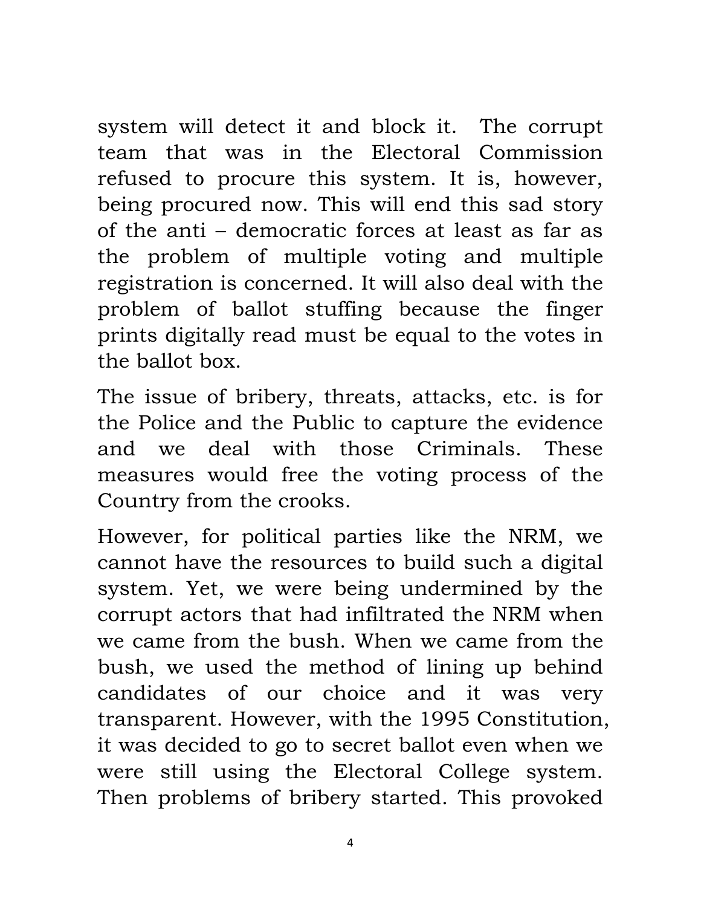system will detect it and block it. The corrupt team that was in the Electoral Commission refused to procure this system. It is, however, being procured now. This will end this sad story of the anti – democratic forces at least as far as the problem of multiple voting and multiple registration is concerned. It will also deal with the problem of ballot stuffing because the finger prints digitally read must be equal to the votes in the ballot box.

The issue of bribery, threats, attacks, etc. is for the Police and the Public to capture the evidence and we deal with those Criminals. These measures would free the voting process of the Country from the crooks.

However, for political parties like the NRM, we cannot have the resources to build such a digital system. Yet, we were being undermined by the corrupt actors that had infiltrated the NRM when we came from the bush. When we came from the bush, we used the method of lining up behind candidates of our choice and it was very transparent. However, with the 1995 Constitution, it was decided to go to secret ballot even when we were still using the Electoral College system. Then problems of bribery started. This provoked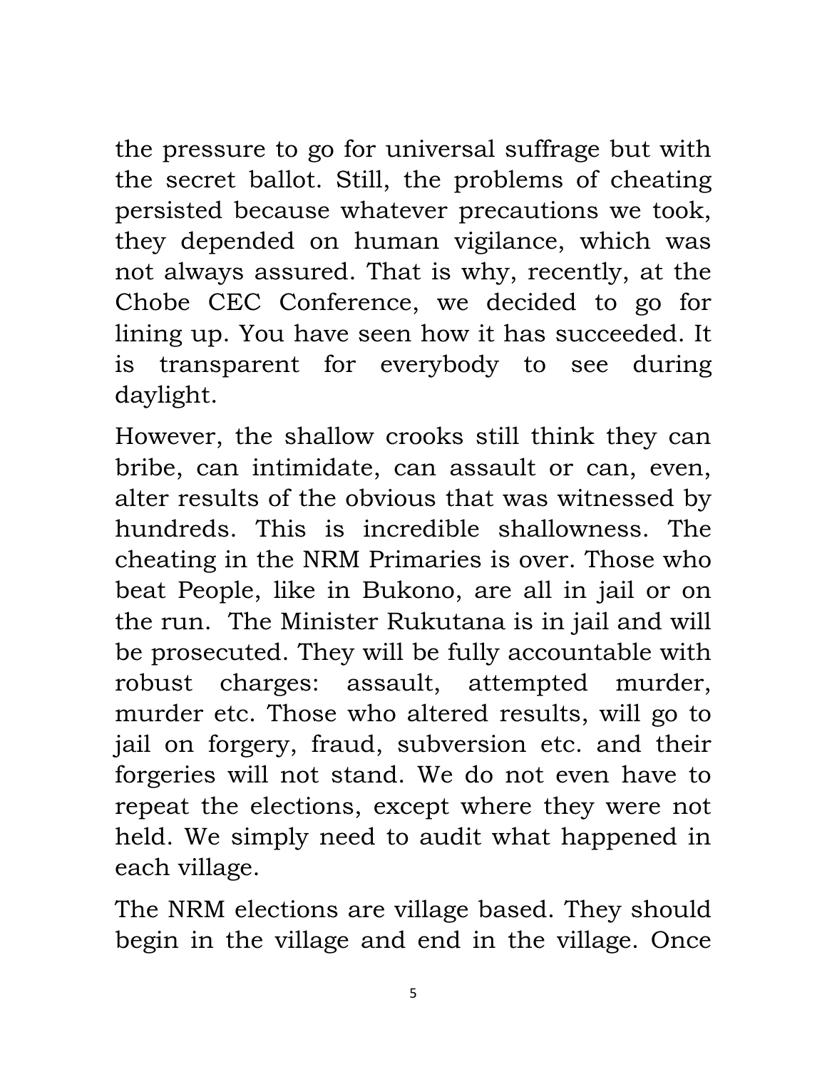the pressure to go for universal suffrage but with the secret ballot. Still, the problems of cheating persisted because whatever precautions we took, they depended on human vigilance, which was not always assured. That is why, recently, at the Chobe CEC Conference, we decided to go for lining up. You have seen how it has succeeded. It is transparent for everybody to see during daylight.

However, the shallow crooks still think they can bribe, can intimidate, can assault or can, even, alter results of the obvious that was witnessed by hundreds. This is incredible shallowness. The cheating in the NRM Primaries is over. Those who beat People, like in Bukono, are all in jail or on the run. The Minister Rukutana is in jail and will be prosecuted. They will be fully accountable with robust charges: assault, attempted murder, murder etc. Those who altered results, will go to jail on forgery, fraud, subversion etc. and their forgeries will not stand. We do not even have to repeat the elections, except where they were not held. We simply need to audit what happened in each village.

The NRM elections are village based. They should begin in the village and end in the village. Once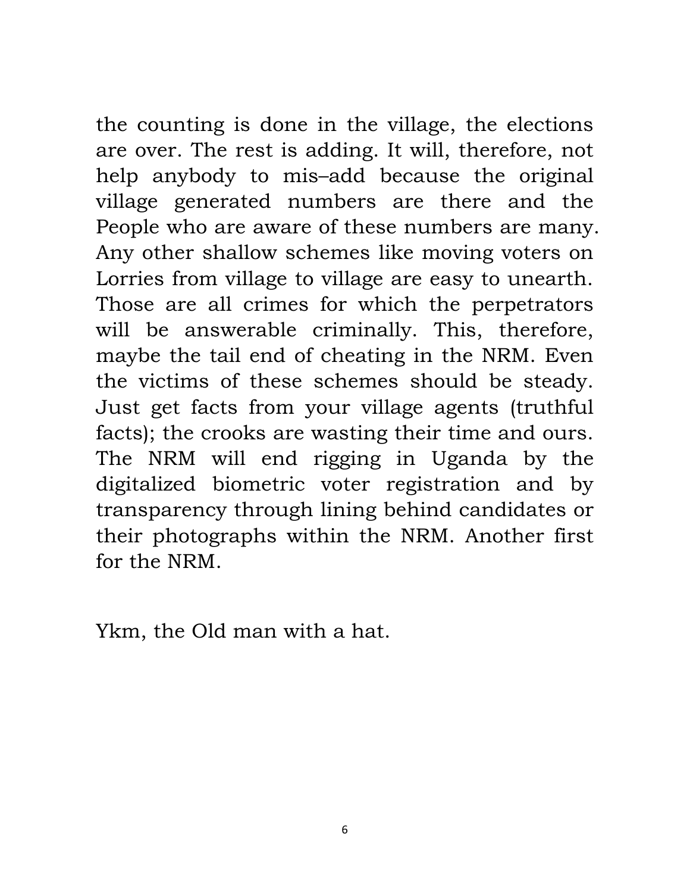the counting is done in the village, the elections are over. The rest is adding. It will, therefore, not help anybody to mis–add because the original village generated numbers are there and the People who are aware of these numbers are many. Any other shallow schemes like moving voters on Lorries from village to village are easy to unearth. Those are all crimes for which the perpetrators will be answerable criminally. This, therefore, maybe the tail end of cheating in the NRM. Even the victims of these schemes should be steady. Just get facts from your village agents (truthful facts); the crooks are wasting their time and ours. The NRM will end rigging in Uganda by the digitalized biometric voter registration and by transparency through lining behind candidates or their photographs within the NRM. Another first for the NRM.

Ykm, the Old man with a hat.